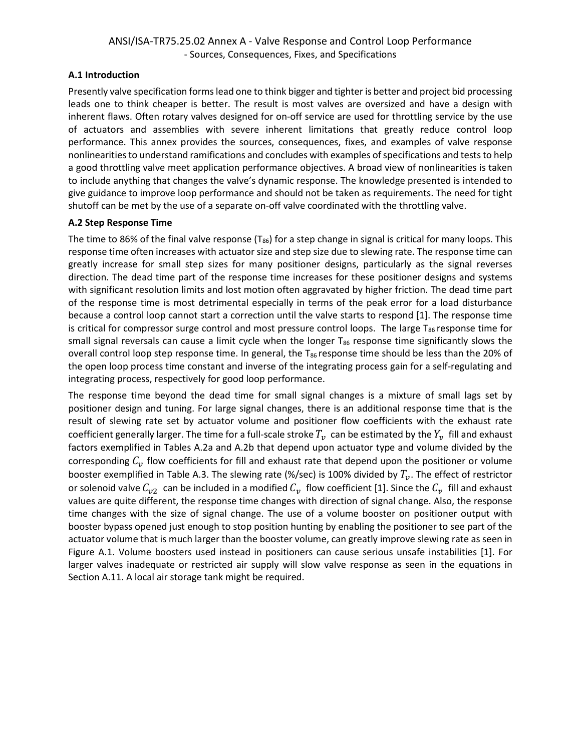# ANSI/ISA-TR75.25.02 Annex A - Valve Response and Control Loop Performance - Sources, Consequences, Fixes, and Specifications

## A.1 Introduction

Presently valve specification forms lead one to think bigger and tighter is better and project bid processing leads one to think cheaper is better. The result is most valves are oversized and have a design with inherent flaws. Often rotary valves designed for on-off service are used for throttling service by the use of actuators and assemblies with severe inherent limitations that greatly reduce control loop performance. This annex provides the sources, consequences, fixes, and examples of valve response nonlinearities to understand ramifications and concludes with examples of specifications and tests to help a good throttling valve meet application performance objectives. A broad view of nonlinearities is taken to include anything that changes the valve's dynamic response. The knowledge presented is intended to give guidance to improve loop performance and should not be taken as requirements. The need for tight shutoff can be met by the use of a separate on-off valve coordinated with the throttling valve.

## A.2 Step Response Time

The time to 86% of the final valve response ($T_{86}$) for a step change in signal is critical for many loops. This response time often increases with actuator size and step size due to slewing rate. The response time can greatly increase for small step sizes for many positioner designs, particularly as the signal reverses direction. The dead time part of the response time increases for these positioner designs and systems with significant resolution limits and lost motion often aggravated by higher friction. The dead time part of the response time is most detrimental especially in terms of the peak error for a load disturbance because a control loop cannot start a correction until the valve starts to respond [1]. The response time is critical for compressor surge control and most pressure control loops. The large $T_{86}$ response time for small signal reversals can cause a limit cycle when the longer $T_{86}$ response time significantly slows the overall control loop step response time. In general, the $T_{86}$ response time should be less than the 20% of the open loop process time constant and inverse of the integrating process gain for a self-regulating and integrating process, respectively for good loop performance.

The response time beyond the dead time for small signal changes is a mixture of small lags set by positioner design and tuning. For large signal changes, there is an additional response time that is the result of slewing rate set by actuator volume and positioner flow coefficients with the exhaust rate coefficient generally larger. The time for a full-scale stroke $T_v$ can be estimated by the $Y_v$ fill and exhaust factors exemplified in Tables A.2a and A.2b that depend upon actuator type and volume divided by the corresponding $C_v$ flow coefficients for fill and exhaust rate that depend upon the positioner or volume booster exemplified in Table A.3. The slewing rate (%/sec) is 100% divided by $T_v$. The effect of restrictor or solenoid valve $C_{v2}$ can be included in a modified $C_v$ flow coefficient [1]. Since the $C_v$ fill and exhaust values are quite different, the response time changes with direction of signal change. Also, the response time changes with the size of signal change. The use of a volume booster on positioner output with booster bypass opened just enough to stop position hunting by enabling the positioner to see part of the actuator volume that is much larger than the booster volume, can greatly improve slewing rate as seen in Figure A.1. Volume boosters used instead in positioners can cause serious unsafe instabilities [1]. For larger valves inadequate or restricted air supply will slow valve response as seen in the equations in Section A.11. A local air storage tank might be required.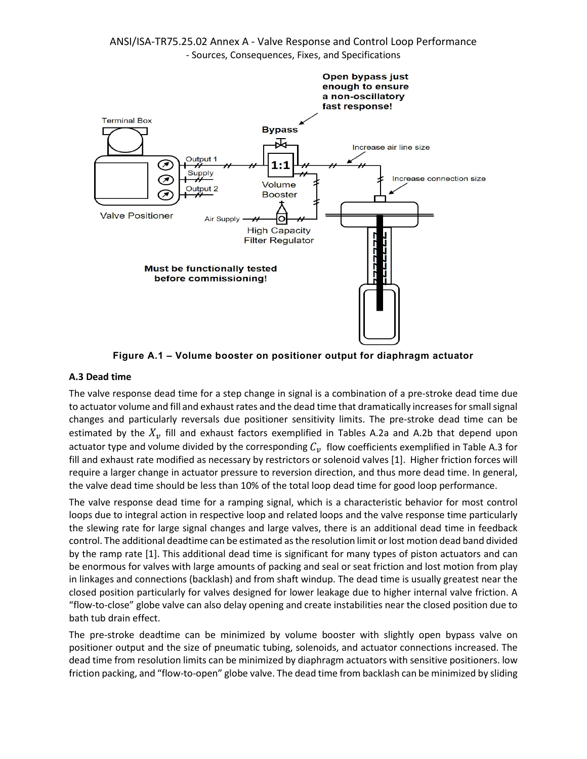Open bypass just enough to ensure a non-oscillatory fast response!

Terminal Box

Bypass

1:1

Volume Booster

Increase air line size

Increase connection size

Output 1

Supply

Output 2

Valve Positioner

Air Supply

High Capacity Filter Regulator

Must be functionally tested before commissioning!

**Figure A.1 – Volume booster on positioner output for diaphragm actuator**

### A.3 Dead time

The valve response dead time for a step change in signal is a combination of a pre-stroke dead time due to actuator volume and fill and exhaust rates and the dead time that dramatically increases for small signal changes and particularly reversals due positioner sensitivity limits. The pre-stroke dead time can be estimated by the $X_v$ fill and exhaust factors exemplified in Tables A.2a and A.2b that depend upon actuator type and volume divided by the corresponding $C_v$ flow coefficients exemplified in Table A.3 for fill and exhaust rate modified as necessary by restrictors or solenoid valves [1]. Higher friction forces will require a larger change in actuator pressure to reversion direction, and thus more dead time. In general, the valve dead time should be less than 10% of the total loop dead time for good loop performance.

The valve response dead time for a ramping signal, which is a characteristic behavior for most control loops due to integral action in respective loop and related loops and the valve response time particularly the slewing rate for large signal changes and large valves, there is an additional dead time in feedback control. The additional deadtime can be estimated as the resolution limit or lost motion dead band divided by the ramp rate [1]. This additional dead time is significant for many types of piston actuators and can be enormous for valves with large amounts of packing and seal or seat friction and lost motion from play in linkages and connections (backlash) and from shaft windup. The dead time is usually greatest near the closed position particularly for valves designed for lower leakage due to higher internal valve friction. A "flow-to-close" globe valve can also delay opening and create instabilities near the closed position due to bath tub drain effect.

The pre-stroke deadtime can be minimized by volume booster with slightly open bypass valve on positioner output and the size of pneumatic tubing, solenoids, and actuator connections increased. The dead time from resolution limits can be minimized by diaphragm actuators with sensitive positioners. low friction packing, and "flow-to-open" globe valve. The dead time from backlash can be minimized by sliding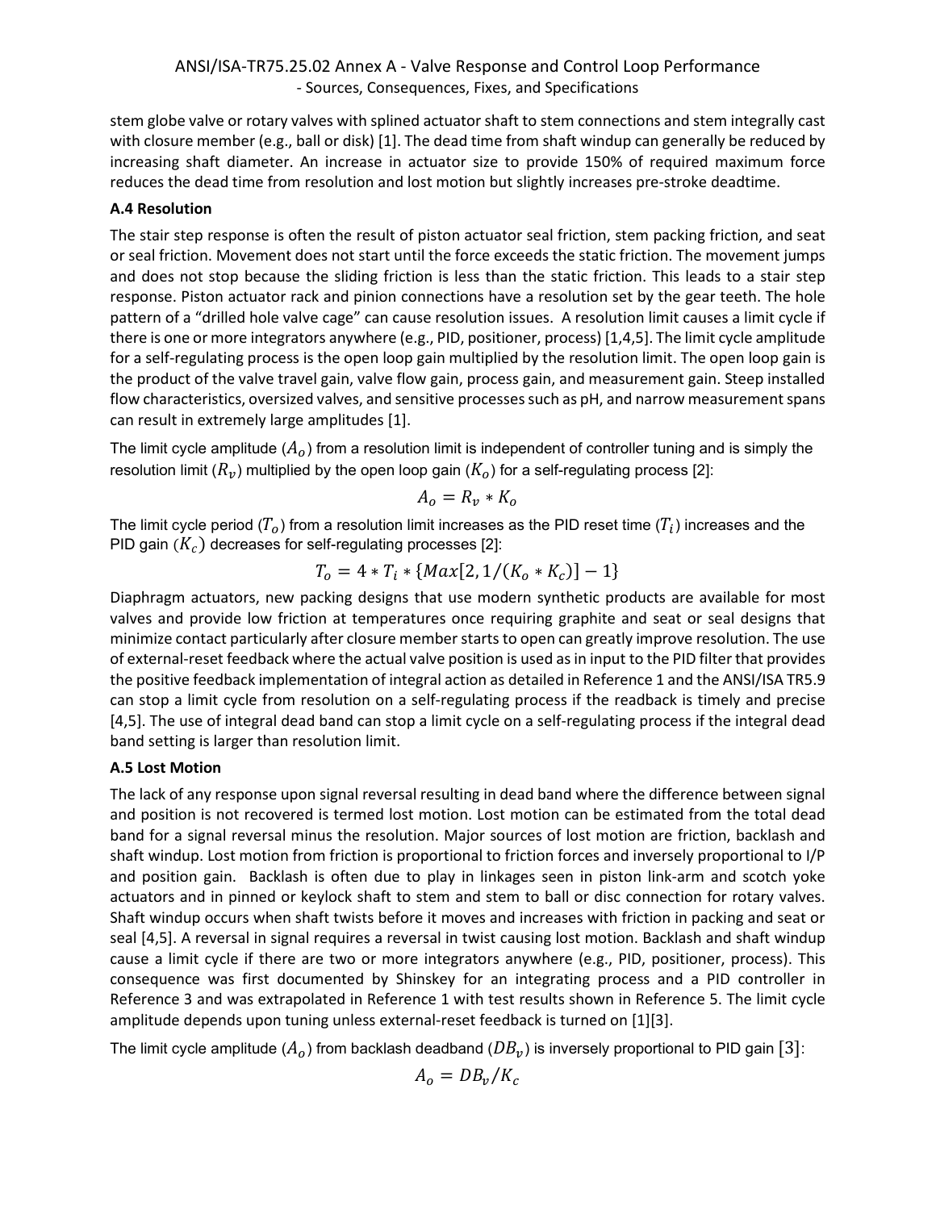stem globe valve or rotary valves with splined actuator shaft to stem connections and stem integrally cast with closure member (e.g., ball or disk) [1]. The dead time from shaft windup can generally be reduced by increasing shaft diameter. An increase in actuator size to provide 150% of required maximum force reduces the dead time from resolution and lost motion but slightly increases pre-stroke deadtime.

### A.4 Resolution

The stair step response is often the result of piston actuator seal friction, stem packing friction, and seat or seal friction. Movement does not start until the force exceeds the static friction. The movement jumps and does not stop because the sliding friction is less than the static friction. This leads to a stair step response. Piston actuator rack and pinion connections have a resolution set by the gear teeth. The hole pattern of a "drilled hole valve cage" can cause resolution issues. A resolution limit causes a limit cycle if there is one or more integrators anywhere (e.g., PID, positioner, process) [1,4,5]. The limit cycle amplitude for a self-regulating process is the open loop gain multiplied by the resolution limit. The open loop gain is the product of the valve travel gain, valve flow gain, process gain, and measurement gain. Steep installed flow characteristics, oversized valves, and sensitive processes such as pH, and narrow measurement spans can result in extremely large amplitudes [1].

The limit cycle amplitude ($A_o$) from a resolution limit is independent of controller tuning and is simply the resolution limit ($R_v$) multiplied by the open loop gain ($K_o$) for a self-regulating process [2]:

$$A_o = R_v * K_o$$

The limit cycle period ($T_o$) from a resolution limit increases as the PID reset time ($T_i$) increases and the PID gain ($K_c$) decreases for self-regulating processes [2]:

$$T_o = 4 * T_i * \{Max[2, 1/(K_o * K_c)] - 1\}$$

Diaphragm actuators, new packing designs that use modern synthetic products are available for most valves and provide low friction at temperatures once requiring graphite and seat or seal designs that minimize contact particularly after closure member starts to open can greatly improve resolution. The use of external-reset feedback where the actual valve position is used as in input to the PID filter that provides the positive feedback implementation of integral action as detailed in Reference 1 and the ANSI/ISA TR5.9 can stop a limit cycle from resolution on a self-regulating process if the readback is timely and precise [4,5]. The use of integral dead band can stop a limit cycle on a self-regulating process if the integral dead band setting is larger than resolution limit.

### A.5 Lost Motion

The lack of any response upon signal reversal resulting in dead band where the difference between signal and position is not recovered is termed lost motion. Lost motion can be estimated from the total dead band for a signal reversal minus the resolution. Major sources of lost motion are friction, backlash and shaft windup. Lost motion from friction is proportional to friction forces and inversely proportional to I/P and position gain. Backlash is often due to play in linkages seen in piston link-arm and scotch yoke actuators and in pinned or keylock shaft to stem and stem to ball or disc connection for rotary valves. Shaft windup occurs when shaft twists before it moves and increases with friction in packing and seat or seal [4,5]. A reversal in signal requires a reversal in twist causing lost motion. Backlash and shaft windup cause a limit cycle if there are two or more integrators anywhere (e.g., PID, positioner, process). This consequence was first documented by Shinskey for an integrating process and a PID controller in Reference 3 and was extrapolated in Reference 1 with test results shown in Reference 5. The limit cycle amplitude depends upon tuning unless external-reset feedback is turned on [1][3].

The limit cycle amplitude ($A_o$) from backlash deadband ($DB_v$) is inversely proportional to PID gain [3]:

$$A_o = DB_v / K_c$$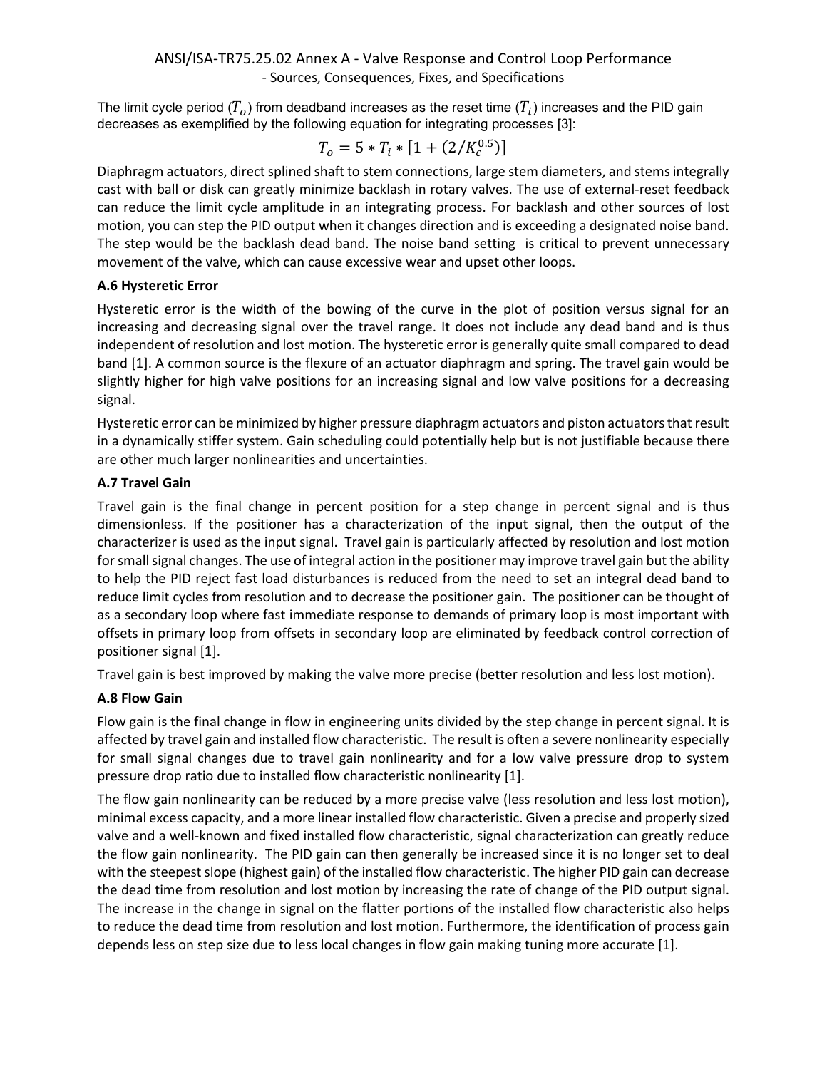The limit cycle period ($T_o$) from deadband increases as the reset time ($T_i$) increases and the PID gain decreases as exemplified by the following equation for integrating processes [3]:

$$T_o = 5 * T_i * [1 + (2/K_c^{0.5})]$$

Diaphragm actuators, direct splined shaft to stem connections, large stem diameters, and stems integrally cast with ball or disk can greatly minimize backlash in rotary valves. The use of external-reset feedback can reduce the limit cycle amplitude in an integrating process. For backlash and other sources of lost motion, you can step the PID output when it changes direction and is exceeding a designated noise band. The step would be the backlash dead band. The noise band setting is critical to prevent unnecessary movement of the valve, which can cause excessive wear and upset other loops.

### A.6 Hysteretic Error

Hysteretic error is the width of the bowing of the curve in the plot of position versus signal for an increasing and decreasing signal over the travel range. It does not include any dead band and is thus independent of resolution and lost motion. The hysteretic error is generally quite small compared to dead band [1]. A common source is the flexure of an actuator diaphragm and spring. The travel gain would be slightly higher for high valve positions for an increasing signal and low valve positions for a decreasing signal.

Hysteretic error can be minimized by higher pressure diaphragm actuators and piston actuators that result in a dynamically stiffer system. Gain scheduling could potentially help but is not justifiable because there are other much larger nonlinearities and uncertainties.

### A.7 Travel Gain

Travel gain is the final change in percent position for a step change in percent signal and is thus dimensionless. If the positioner has a characterization of the input signal, then the output of the characterizer is used as the input signal. Travel gain is particularly affected by resolution and lost motion for small signal changes. The use of integral action in the positioner may improve travel gain but the ability to help the PID reject fast load disturbances is reduced from the need to set an integral dead band to reduce limit cycles from resolution and to decrease the positioner gain. The positioner can be thought of as a secondary loop where fast immediate response to demands of primary loop is most important with offsets in primary loop from offsets in secondary loop are eliminated by feedback control correction of positioner signal [1].

Travel gain is best improved by making the valve more precise (better resolution and less lost motion).

### A.8 Flow Gain

Flow gain is the final change in flow in engineering units divided by the step change in percent signal. It is affected by travel gain and installed flow characteristic. The result is often a severe nonlinearity especially for small signal changes due to travel gain nonlinearity and for a low valve pressure drop to system pressure drop ratio due to installed flow characteristic nonlinearity [1].

The flow gain nonlinearity can be reduced by a more precise valve (less resolution and less lost motion), minimal excess capacity, and a more linear installed flow characteristic. Given a precise and properly sized valve and a well-known and fixed installed flow characteristic, signal characterization can greatly reduce the flow gain nonlinearity. The PID gain can then generally be increased since it is no longer set to deal with the steepest slope (highest gain) of the installed flow characteristic. The higher PID gain can decrease the dead time from resolution and lost motion by increasing the rate of change of the PID output signal. The increase in the change in signal on the flatter portions of the installed flow characteristic also helps to reduce the dead time from resolution and lost motion. Furthermore, the identification of process gain depends less on step size due to less local changes in flow gain making tuning more accurate [1].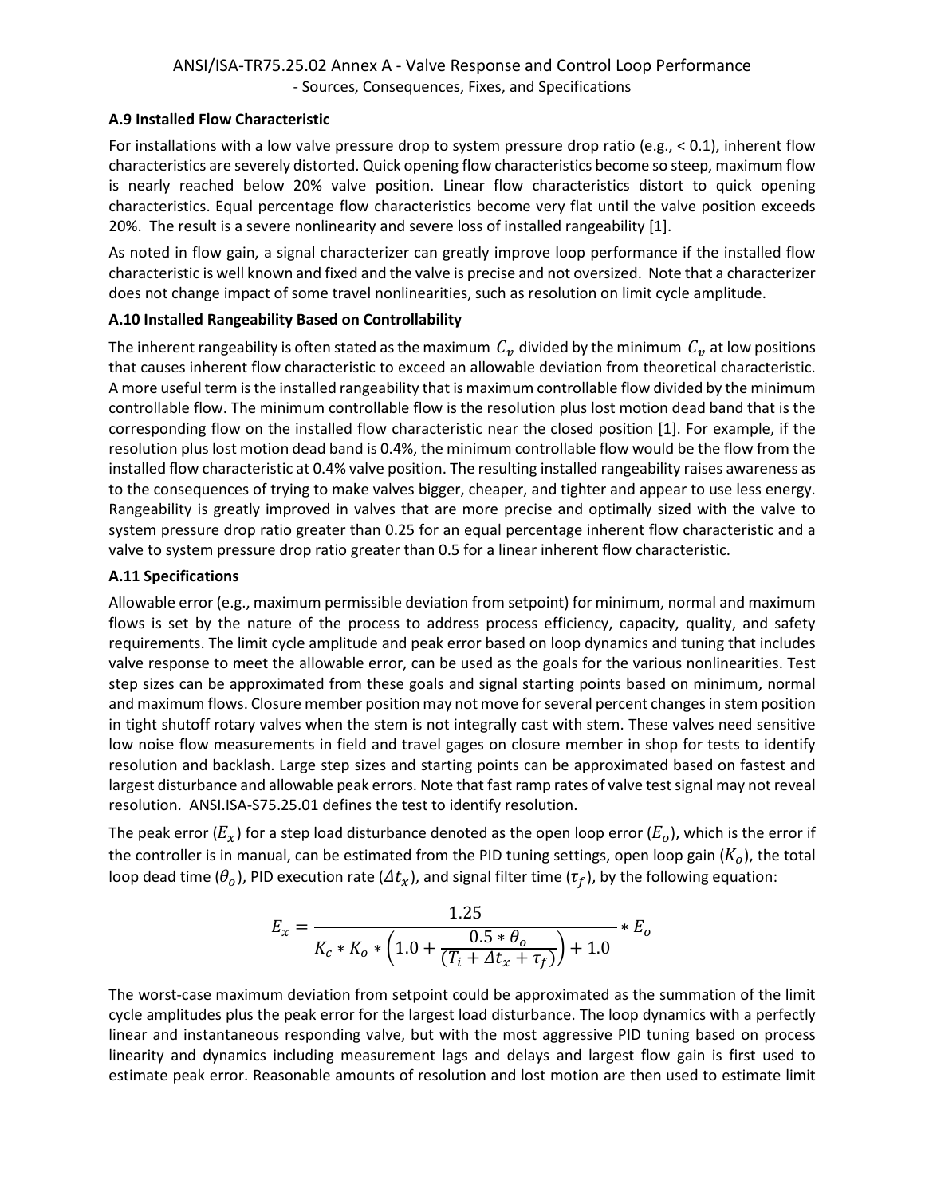### A.9 Installed Flow Characteristic

For installations with a low valve pressure drop to system pressure drop ratio (e.g., < 0.1), inherent flow characteristics are severely distorted. Quick opening flow characteristics become so steep, maximum flow is nearly reached below 20% valve position. Linear flow characteristics distort to quick opening characteristics. Equal percentage flow characteristics become very flat until the valve position exceeds 20%. The result is a severe nonlinearity and severe loss of installed rangeability [1].

As noted in flow gain, a signal characterizer can greatly improve loop performance if the installed flow characteristic is well known and fixed and the valve is precise and not oversized. Note that a characterizer does not change impact of some travel nonlinearities, such as resolution on limit cycle amplitude.

### A.10 Installed Rangeability Based on Controllability

The inherent rangeability is often stated as the maximum $C_v$ divided by the minimum $C_v$ at low positions that causes inherent flow characteristic to exceed an allowable deviation from theoretical characteristic. A more useful term is the installed rangeability that is maximum controllable flow divided by the minimum controllable flow. The minimum controllable flow is the resolution plus lost motion dead band that is the corresponding flow on the installed flow characteristic near the closed position [1]. For example, if the resolution plus lost motion dead band is 0.4%, the minimum controllable flow would be the flow from the installed flow characteristic at 0.4% valve position. The resulting installed rangeability raises awareness as to the consequences of trying to make valves bigger, cheaper, and tighter and appear to use less energy. Rangeability is greatly improved in valves that are more precise and optimally sized with the valve to system pressure drop ratio greater than 0.25 for an equal percentage inherent flow characteristic and a valve to system pressure drop ratio greater than 0.5 for a linear inherent flow characteristic.

### A.11 Specifications

Allowable error (e.g., maximum permissible deviation from setpoint) for minimum, normal and maximum flows is set by the nature of the process to address process efficiency, capacity, quality, and safety requirements. The limit cycle amplitude and peak error based on loop dynamics and tuning that includes valve response to meet the allowable error, can be used as the goals for the various nonlinearities. Test step sizes can be approximated from these goals and signal starting points based on minimum, normal and maximum flows. Closure member position may not move for several percent changes in stem position in tight shutoff rotary valves when the stem is not integrally cast with stem. These valves need sensitive low noise flow measurements in field and travel gages on closure member in shop for tests to identify resolution and backlash. Large step sizes and starting points can be approximated based on fastest and largest disturbance and allowable peak errors. Note that fast ramp rates of valve test signal may not reveal resolution. ANSI.ISA-S75.25.01 defines the test to identify resolution.

The peak error ($E_x$) for a step load disturbance denoted as the open loop error ($E_o$), which is the error if the controller is in manual, can be estimated from the PID tuning settings, open loop gain ($K_o$), the total loop dead time ($\theta_o$), PID execution rate ($\Delta t_x$), and signal filter time ($\tau_f$), by the following equation:

$$E_x = \frac{1.25}{K_c * K_o * \left(1.0 + \frac{0.5 * \theta_o}{(T_i + \Delta t_x + \tau_f)}\right) + 1.0} * E_o$$

The worst-case maximum deviation from setpoint could be approximated as the summation of the limit cycle amplitudes plus the peak error for the largest load disturbance. The loop dynamics with a perfectly linear and instantaneous responding valve, but with the most aggressive PID tuning based on process linearity and dynamics including measurement lags and delays and largest flow gain is first used to estimate peak error. Reasonable amounts of resolution and lost motion are then used to estimate limit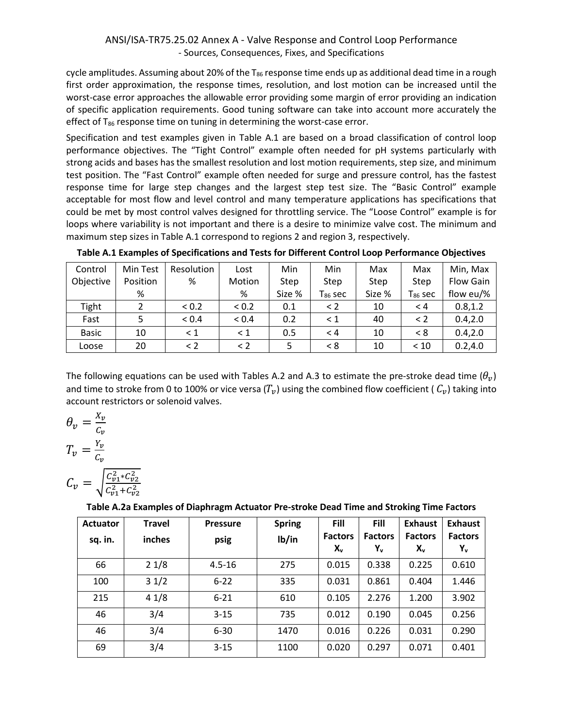cycle amplitudes. Assuming about 20% of the $T_{86}$ response time ends up as additional dead time in a rough first order approximation, the response times, resolution, and lost motion can be increased until the worst-case error approaches the allowable error providing some margin of error providing an indication of specific application requirements. Good tuning software can take into account more accurately the effect of $T_{86}$ response time on tuning in determining the worst-case error.

Specification and test examples given in Table A.1 are based on a broad classification of control loop performance objectives. The "Tight Control" example often needed for pH systems particularly with strong acids and bases has the smallest resolution and lost motion requirements, step size, and minimum test position. The "Fast Control" example often needed for surge and pressure control, has the fastest response time for large step changes and the largest step test size. The "Basic Control" example acceptable for most flow and level control and many temperature applications has specifications that could be met by most control valves designed for throttling service. The "Loose Control" example is for loops where variability is not important and there is a desire to minimize valve cost. The minimum and maximum step sizes in Table A.1 correspond to regions 2 and region 3, respectively.

**Table A.1 Examples of Specifications and Tests for Different Control Loop Performance Objectives**

| Control Objective | Min Test Position % | Resolution % | Lost Motion % | Min Step Size % | Min Step $T_{86}$ sec | Max Step Size % | Max Step $T_{86}$ sec | Min, Max Flow Gain flow eu/% |
|---|---|---|---|---|---|---|---|---|
| Tight | 2 | < 0.2 | < 0.2 | 0.1 | < 2 | 10 | < 4 | 0.8,1.2 |
| Fast | 5 | < 0.4 | < 0.4 | 0.2 | < 1 | 40 | < 2 | 0.4,2.0 |
| Basic | 10 | < 1 | < 1 | 0.5 | < 4 | 10 | < 8 | 0.4,2.0 |
| Loose | 20 | < 2 | < 2 | 5 | < 8 | 10 | < 10 | 0.2,4.0 |

The following equations can be used with Tables A.2 and A.3 to estimate the pre-stroke dead time ($\theta_v$) and time to stroke from 0 to 100% or vice versa ($T_v$) using the combined flow coefficient ( $C_v$) taking into account restrictors or solenoid valves.

$$\theta_v = \frac{X_v}{C_v}$$

$$T_v = \frac{Y_v}{C_v}$$

$$C_v = \sqrt{\frac{C_{v1}^2 * C_{v2}^2}{C_{v1}^2 + C_{v2}^2}}$$

**Table A.2a Examples of Diaphragm Actuator Pre-stroke Dead Time and Stroking Time Factors**

| Actuator sq. in. | Travel inches | Pressure psig | Spring lb/in | Fill Factors $X_v$ | Fill Factors $Y_v$ | Exhaust Factors $X_v$ | Exhaust Factors $Y_v$ |
|---|---|---|---|---|---|---|---|
| 66 | 2 1/8 | 4.5-16 | 275 | 0.015 | 0.338 | 0.225 | 0.610 |
| 100 | 3 1/2 | 6-22 | 335 | 0.031 | 0.861 | 0.404 | 1.446 |
| 215 | 4 1/8 | 6-21 | 610 | 0.105 | 2.276 | 1.200 | 3.902 |
| 46 | 3/4 | 3-15 | 735 | 0.012 | 0.190 | 0.045 | 0.256 |
| 46 | 3/4 | 6-30 | 1470 | 0.016 | 0.226 | 0.031 | 0.290 |
| 69 | 3/4 | 3-15 | 1100 | 0.020 | 0.297 | 0.071 | 0.401 |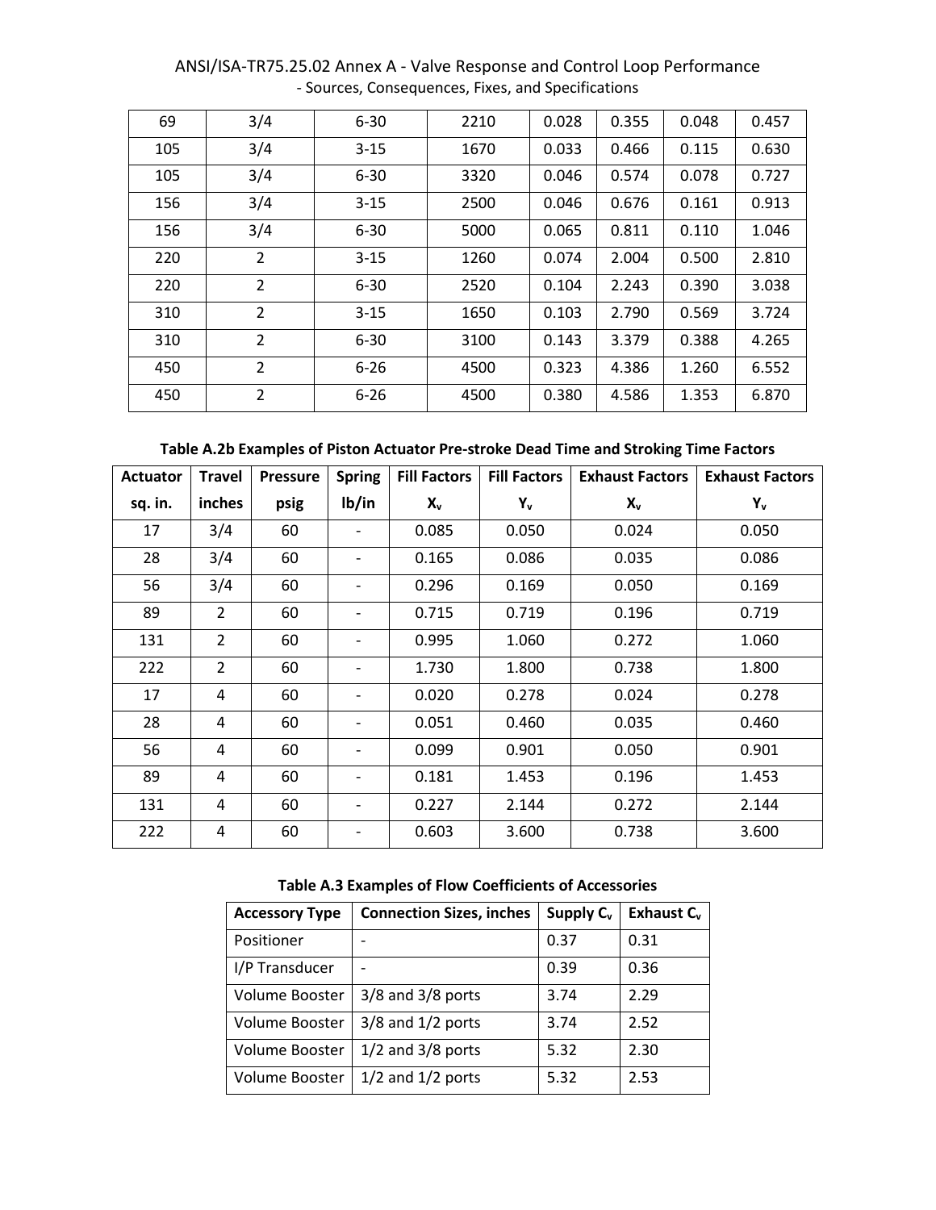| 69 | 3/4 | 6-30 | 2210 | 0.028 | 0.355 | 0.048 | 0.457 |
|---|---|---|---|---|---|---|---|
| 105 | 3/4 | 3-15 | 1670 | 0.033 | 0.466 | 0.115 | 0.630 |
| 105 | 3/4 | 6-30 | 3320 | 0.046 | 0.574 | 0.078 | 0.727 |
| 156 | 3/4 | 3-15 | 2500 | 0.046 | 0.676 | 0.161 | 0.913 |
| 156 | 3/4 | 6-30 | 5000 | 0.065 | 0.811 | 0.110 | 1.046 |
| 220 | 2 | 3-15 | 1260 | 0.074 | 2.004 | 0.500 | 2.810 |
| 220 | 2 | 6-30 | 2520 | 0.104 | 2.243 | 0.390 | 3.038 |
| 310 | 2 | 3-15 | 1650 | 0.103 | 2.790 | 0.569 | 3.724 |
| 310 | 2 | 6-30 | 3100 | 0.143 | 3.379 | 0.388 | 4.265 |
| 450 | 2 | 6-26 | 4500 | 0.323 | 4.386 | 1.260 | 6.552 |
| 450 | 2 | 6-26 | 4500 | 0.380 | 4.586 | 1.353 | 6.870 |

**Table A.2b Examples of Piston Actuator Pre-stroke Dead Time and Stroking Time Factors**

| Actuator sq. in. | Travel inches | Pressure psig | Spring lb/in | Fill Factors $X_v$ | Fill Factors $Y_v$ | Exhaust Factors $X_v$ | Exhaust Factors $Y_v$ |
|---|---|---|---|---|---|---|---|
| 17 | 3/4 | 60 | - | 0.085 | 0.050 | 0.024 | 0.050 |
| 28 | 3/4 | 60 | - | 0.165 | 0.086 | 0.035 | 0.086 |
| 56 | 3/4 | 60 | - | 0.296 | 0.169 | 0.050 | 0.169 |
| 89 | 2 | 60 | - | 0.715 | 0.719 | 0.196 | 0.719 |
| 131 | 2 | 60 | - | 0.995 | 1.060 | 0.272 | 1.060 |
| 222 | 2 | 60 | - | 1.730 | 1.800 | 0.738 | 1.800 |
| 17 | 4 | 60 | - | 0.020 | 0.278 | 0.024 | 0.278 |
| 28 | 4 | 60 | - | 0.051 | 0.460 | 0.035 | 0.460 |
| 56 | 4 | 60 | - | 0.099 | 0.901 | 0.050 | 0.901 |
| 89 | 4 | 60 | - | 0.181 | 1.453 | 0.196 | 1.453 |
| 131 | 4 | 60 | - | 0.227 | 2.144 | 0.272 | 2.144 |
| 222 | 4 | 60 | - | 0.603 | 3.600 | 0.738 | 3.600 |

**Table A.3 Examples of Flow Coefficients of Accessories**

| Accessory Type | Connection Sizes, inches | Supply $C_v$ | Exhaust $C_v$ |
|---|---|---|---|
| Positioner | - | 0.37 | 0.31 |
| I/P Transducer | - | 0.39 | 0.36 |
| Volume Booster | 3/8 and 3/8 ports | 3.74 | 2.29 |
| Volume Booster | 3/8 and 1/2 ports | 3.74 | 2.52 |
| Volume Booster | 1/2 and 3/8 ports | 5.32 | 2.30 |
| Volume Booster | 1/2 and 1/2 ports | 5.32 | 2.53 |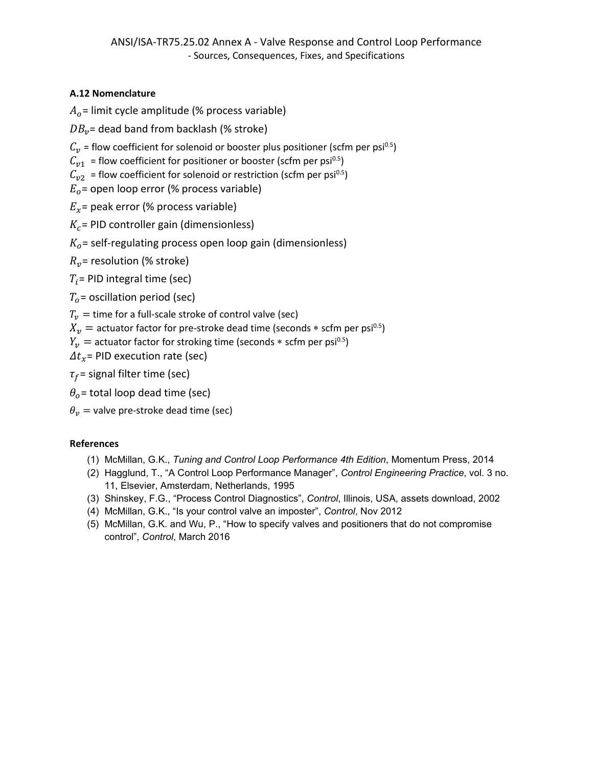### A.12 Nomenclature

$A_o$= limit cycle amplitude (% process variable)

$DB_v$= dead band from backlash (% stroke)

$C_v$ = flow coefficient for solenoid or booster plus positioner (scfm per psi$^{0.5}$)

$C_{v1}$ = flow coefficient for positioner or booster (scfm per psi$^{0.5}$)

$C_{v2}$ = flow coefficient for solenoid or restriction (scfm per psi$^{0.5}$)

$E_o$= open loop error (% process variable)

$E_x$= peak error (% process variable)

$K_c$= PID controller gain (dimensionless)

$K_o$= self-regulating process open loop gain (dimensionless)

$R_v$= resolution (% stroke)

$T_i$= PID integral time (sec)

$T_o$= oscillation period (sec)

$T_v$ = time for a full-scale stroke of control valve (sec)

$X_v$ = actuator factor for pre-stroke dead time (seconds * scfm per psi$^{0.5}$)

$Y_v$ = actuator factor for stroking time (seconds * scfm per psi$^{0.5}$)

$\Delta t_x$= PID execution rate (sec)

$\tau_f$= signal filter time (sec)

$\theta_o$= total loop dead time (sec)

$\theta_v$ = valve pre-stroke dead time (sec)

### References

1. McMillan, G.K., *Tuning and Control Loop Performance 4th Edition*, Momentum Press, 2014
2. Hagglund, T., "A Control Loop Performance Manager", *Control Engineering Practice*, vol. 3 no. 11, Elsevier, Amsterdam, Netherlands, 1995
3. Shinskey, F.G., "Process Control Diagnostics", *Control*, Illinois, USA, assets download, 2002
4. McMillan, G.K., "Is your control valve an imposter", *Control*, Nov 2012
5. McMillan, G.K. and Wu, P., "How to specify valves and positioners that do not compromise control", *Control*, March 2016